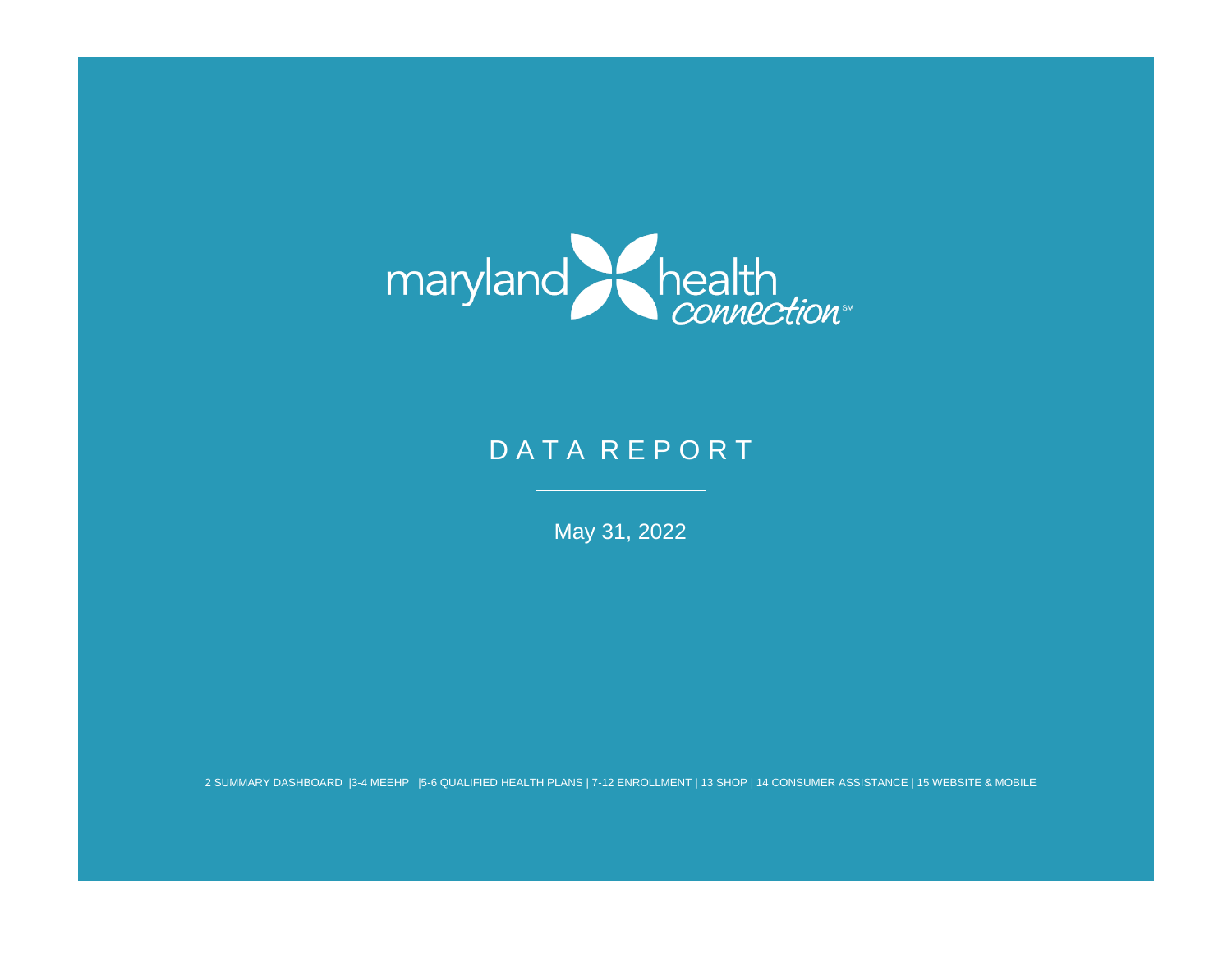maryland health connection[SM]

# DATA REPORT

May 31, 2022

2 SUMMARY DASHBOARD |3-4 MEEHP |5-6 QUALIFIED HEALTH PLANS | 7-12 ENROLLMENT | 13 SHOP | 14 CONSUMER ASSISTANCE | 15 WEBSITE & MOBILE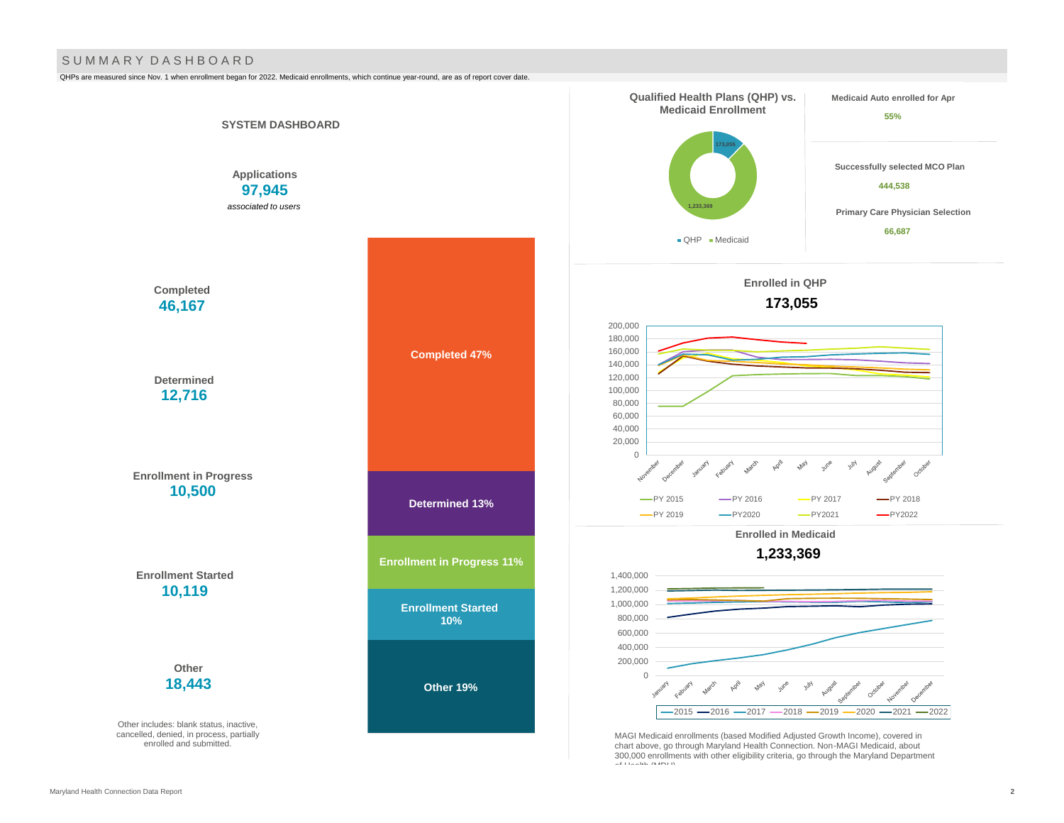# SUMMARY DASHBOARD

QHPs are measured since Nov. 1 when enrollment began for 2022. Medicaid enrollments, which continue year-round, are as of report cover date.

## SYSTEM DASHBOARD

**Applications**
**97,945**
*associated to users*

**Completed**
**46,167**

**Determined**
**12,716**

**Enrollment in Progress**
**10,500**

**Enrollment Started**
**10,119**

**Other**
**18,443**

Other includes: blank status, inactive, cancelled, denied, in process, partially enrolled and submitted.

Completed 47%

Determined 13%

Enrollment in Progress 11%

Enrollment Started 10%

Other 19%

### Qualified Health Plans (QHP) vs. Medicaid Enrollment

173,055

1,233,369

QHP · Medicaid

**Medicaid Auto enrolled for Apr**
**55%**

**Successfully selected MCO Plan**
**444,538**

**Primary Care Physician Selection**
**66,687**

### Enrolled in QHP

**173,055**

PY 2015 · PY 2016 · PY 2017 · PY 2018 · PY 2019 · PY2020 · PY2021 · PY2022

### Enrolled in Medicaid

**1,233,369**

2015 · 2016 · 2017 · 2018 · 2019 · 2020 · 2021 · 2022

MAGI Medicaid enrollments (based Modified Adjusted Growth Income), covered in chart above, go through Maryland Health Connection. Non-MAGI Medicaid, about 300,000 enrollments with other eligibility criteria, go through the Maryland Department of Health (MDH).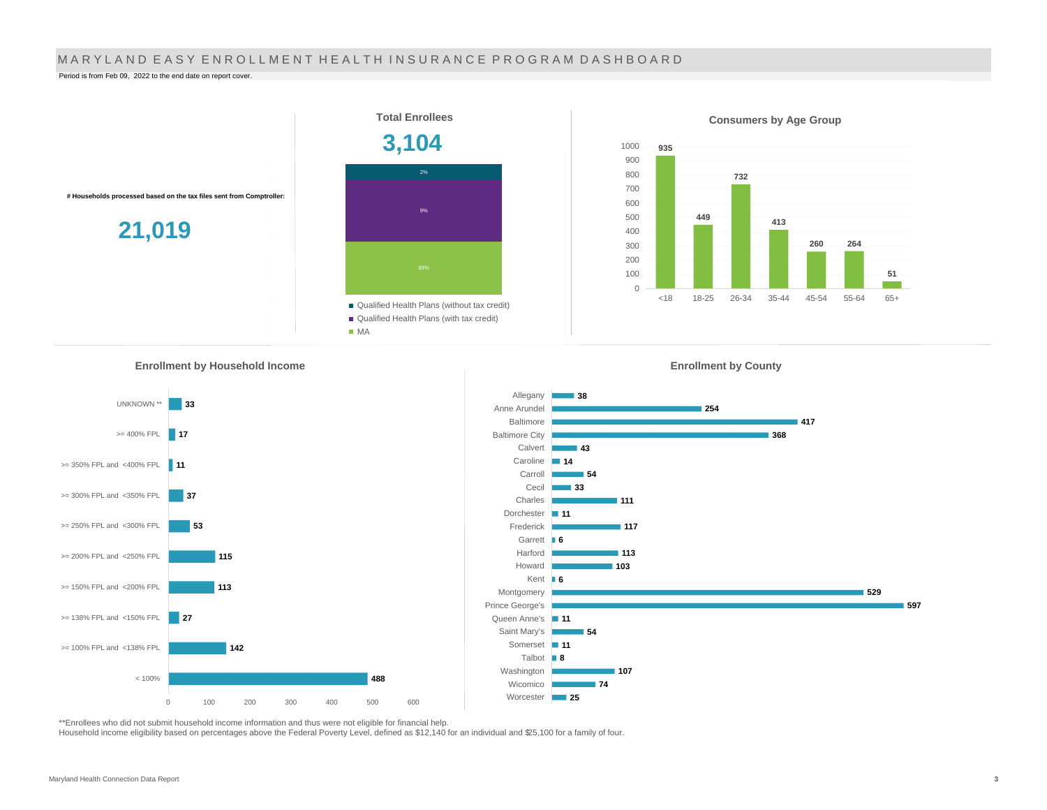# MARYLAND EASY ENROLLMENT HEALTH INSURANCE PROGRAM DASHBOARD

Period is from Feb 09, 2022 to the end date on report cover.

**# Households processed based on the tax files sent from Comptroller:**

**21,019**

## Total Enrollees

**3,104**

| Category | Share |
|---|---|
| Qualified Health Plans (without tax credit) | 2% |
| Qualified Health Plans (with tax credit) | 9% |
| MA | 89% |

## Consumers by Age Group

| Age Group | Consumers |
|---|---|
| <18 | 935 |
| 18-25 | 449 |
| 26-34 | 732 |
| 35-44 | 413 |
| 45-54 | 260 |
| 55-64 | 264 |
| 65+ | 51 |

## Enrollment by Household Income

| Household Income | Enrollment |
|---|---|
| UNKNOWN ** | 33 |
| >= 400% FPL | 17 |
| >= 350% FPL and <400% FPL | 11 |
| >= 300% FPL and <350% FPL | 37 |
| >= 250% FPL and <300% FPL | 53 |
| >= 200% FPL and <250% FPL | 115 |
| >= 150% FPL and <200% FPL | 113 |
| >= 138% FPL and <150% FPL | 27 |
| >= 100% FPL and <138% FPL | 142 |
| < 100% | 488 |

## Enrollment by County

| County | Enrollment |
|---|---|
| Allegany | 38 |
| Anne Arundel | 254 |
| Baltimore | 417 |
| Baltimore City | 368 |
| Calvert | 43 |
| Caroline | 14 |
| Carroll | 54 |
| Cecil | 33 |
| Charles | 111 |
| Dorchester | 11 |
| Frederick | 117 |
| Garrett | 6 |
| Harford | 113 |
| Howard | 103 |
| Kent | 6 |
| Montgomery | 529 |
| Prince George's | 597 |
| Queen Anne's | 11 |
| Saint Mary's | 54 |
| Somerset | 11 |
| Talbot | 8 |
| Washington | 107 |
| Wicomico | 74 |
| Worcester | 25 |

**Enrollees who did not submit household income information and thus were not eligible for financial help.

Household income eligibility based on percentages above the Federal Poverty Level, defined as $12,140 for an individual and $25,100 for a family of four.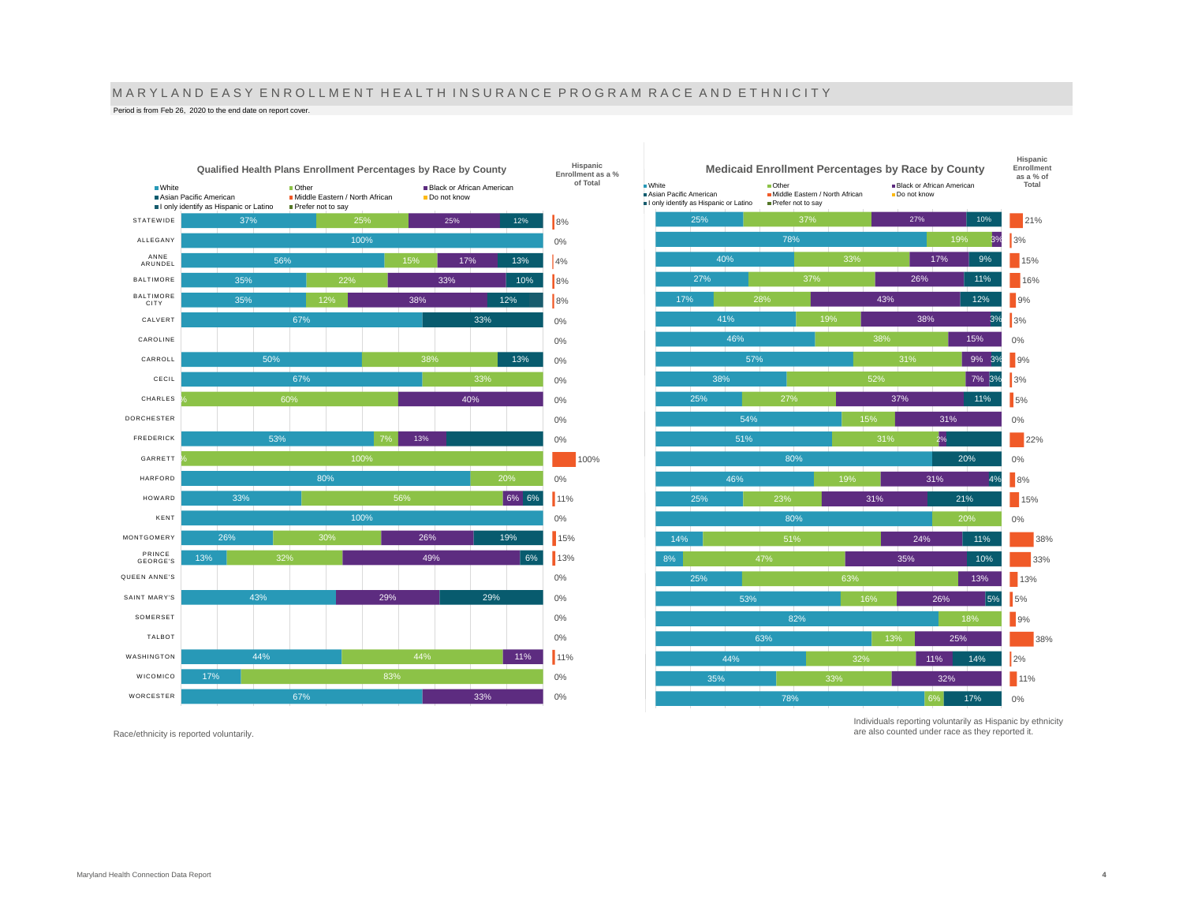# MARYLAND EASY ENROLLMENT HEALTH INSURANCE PROGRAM RACE AND ETHNICITY

Period is from Feb 26, 2020 to the end date on report cover.

## Qualified Health Plans Enrollment Percentages by Race by County

Legend: White; Other; Black or African American; Asian Pacific American; Middle Eastern / North African; Do not know; I only identify as Hispanic or Latino; Prefer not to say

| County | White | Other | Black or African American | Asian Pacific American | Hispanic Enrollment as a % of Total |
|---|---|---|---|---|---|
| STATEWIDE | 37% | 25% | 25% | 12% | 8% |
| ALLEGANY | 100% | | | | 0% |
| ANNE ARUNDEL | 56% | 15% | 17% | 13% | 4% |
| BALTIMORE | 35% | 22% | 33% | 10% | 8% |
| BALTIMORE CITY | 35% | 12% | 38% | 12% | 8% |
| CALVERT | 67% | | | 33% | 0% |
| CAROLINE | | | | | 0% |
| CARROLL | 50% | 38% | | 13% | 0% |
| CECIL | 67% | 33% | | | 0% |
| CHARLES | % | 60% | 40% | | 0% |
| DORCHESTER | | | | | 0% |
| FREDERICK | 53% | 7% | 13% | | 0% |
| GARRETT | % | 100% | | | 100% |
| HARFORD | 80% | 20% | | | 0% |
| HOWARD | 33% | 56% | 6% | 6% | 11% |
| KENT | 100% | | | | 0% |
| MONTGOMERY | 26% | 30% | 26% | 19% | 15% |
| PRINCE GEORGE'S | 13% | 32% | 49% | 6% | 13% |
| QUEEN ANNE'S | | | | | 0% |
| SAINT MARY'S | 43% | | 29% | 29% | 0% |
| SOMERSET | | | | | 0% |
| TALBOT | | | | | 0% |
| WASHINGTON | 44% | 44% | 11% | | 11% |
| WICOMICO | 17% | 83% | | | 0% |
| WORCESTER | 67% | | 33% | | 0% |

## Medicaid Enrollment Percentages by Race by County

Legend: White; Other; Black or African American; Asian Pacific American; Middle Eastern / North African; Do not know; I only identify as Hispanic or Latino; Prefer not to say

| County | White | Other | Black or African American | Asian Pacific American | Hispanic Enrollment as a % of Total |
|---|---|---|---|---|---|
| STATEWIDE | 25% | 37% | 27% | 10% | 21% |
| ALLEGANY | 78% | 19% | 3% | | 3% |
| ANNE ARUNDEL | 40% | 33% | 17% | 9% | 15% |
| BALTIMORE | 27% | 37% | 26% | 11% | 16% |
| BALTIMORE CITY | 17% | 28% | 43% | 12% | 9% |
| CALVERT | 41% | 19% | 38% | 3% | 3% |
| CAROLINE | 46% | 38% | 15% | | 0% |
| CARROLL | 57% | 31% | 9% | 3% | 9% |
| CECIL | 38% | 52% | 7% | 3% | 3% |
| CHARLES | 25% | 27% | 37% | 11% | 5% |
| DORCHESTER | 54% | 15% | 31% | | 0% |
| FREDERICK | 51% | 31% | 2% | | 22% |
| GARRETT | 80% | | | 20% | 0% |
| HARFORD | 46% | 19% | 31% | 4% | 8% |
| HOWARD | 25% | 23% | 31% | 21% | 15% |
| KENT | 80% | 20% | | | 0% |
| MONTGOMERY | 14% | 51% | 24% | 11% | 38% |
| PRINCE GEORGE'S | 8% | 47% | 35% | 10% | 33% |
| QUEEN ANNE'S | 25% | 63% | 13% | | 13% |
| SAINT MARY'S | 53% | 16% | 26% | 5% | 5% |
| SOMERSET | 82% | 18% | | | 9% |
| TALBOT | 63% | 13% | 25% | | 38% |
| WASHINGTON | 44% | 32% | 11% | 14% | 2% |
| WICOMICO | 35% | 33% | 32% | | 11% |
| WORCESTER | 78% | 6% | | 17% | 0% |

Race/ethnicity is reported voluntarily.

Individuals reporting voluntarily as Hispanic by ethnicity are also counted under race as they reported it.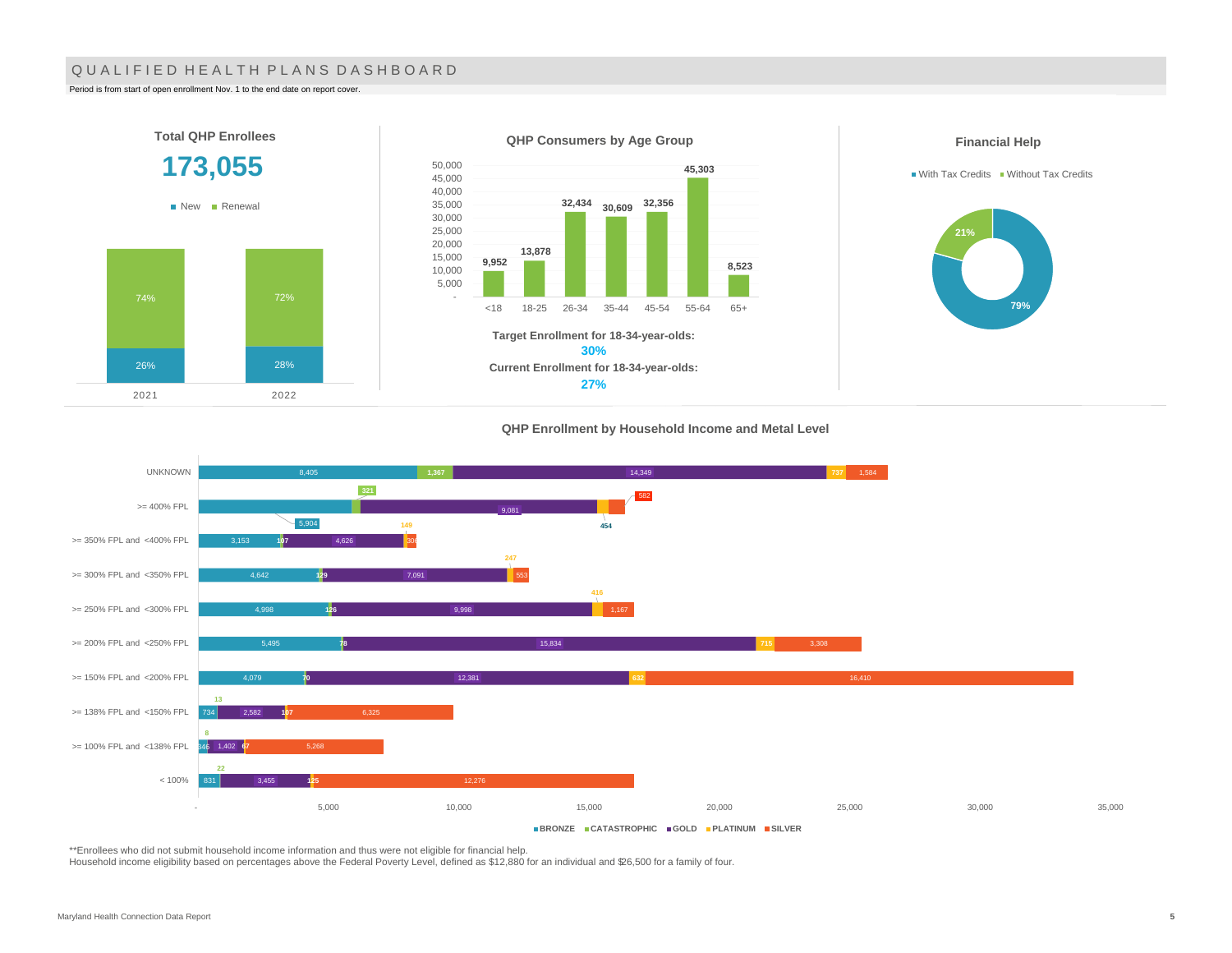# QUALIFIED HEALTH PLANS DASHBOARD

Period is from start of open enrollment Nov. 1 to the end date on report cover.

## Total QHP Enrollees

**173,055**

| Year | New | Renewal |
|---|---|---|
| 2021 | 26% | 74% |
| 2022 | 28% | 72% |

## QHP Consumers by Age Group

| Age Group | Consumers |
|---|---|
| <18 | 9,952 |
| 18-25 | 13,878 |
| 26-34 | 32,434 |
| 35-44 | 30,609 |
| 45-54 | 32,356 |
| 55-64 | 45,303 |
| 65+ | 8,523 |

**Target Enrollment for 18-34-year-olds:**
**30%**
**Current Enrollment for 18-34-year-olds:**
**27%**

## Financial Help

| Category | Percent |
|---|---|
| With Tax Credits | 79% |
| Without Tax Credits | 21% |

## QHP Enrollment by Household Income and Metal Level

| Household Income | BRONZE | CATASTROPHIC | GOLD | PLATINUM | SILVER |
|---|---|---|---|---|---|
| UNKNOWN | 8,405 | 1,367 | 14,349 | 737 | 1,584 |
| >= 400% FPL | 5,904 | 321 | 9,081 | 454 | 582 |
| >= 350% FPL and <400% FPL | 3,153 | 107 | 4,626 | 149 | 308 |
| >= 300% FPL and <350% FPL | 4,642 | 129 | 7,091 | 247 | 553 |
| >= 250% FPL and <300% FPL | 4,998 | 126 | 9,998 | 416 | 1,167 |
| >= 200% FPL and <250% FPL | 5,495 | 78 | 15,834 | 715 | 3,308 |
| >= 150% FPL and <200% FPL | 4,079 | 70 | 12,381 | 632 | 16,410 |
| >= 138% FPL and <150% FPL | 734 | 13 | 2,582 | 107 | 6,325 |
| >= 100% FPL and <138% FPL | 346 | 8 | 1,402 | 67 | 5,268 |
| < 100% | 831 | 22 | 3,455 | 125 | 12,276 |

**Enrollees who did not submit household income information and thus were not eligible for financial help.
Household income eligibility based on percentages above the Federal Poverty Level, defined as $12,880 for an individual and $26,500 for a family of four.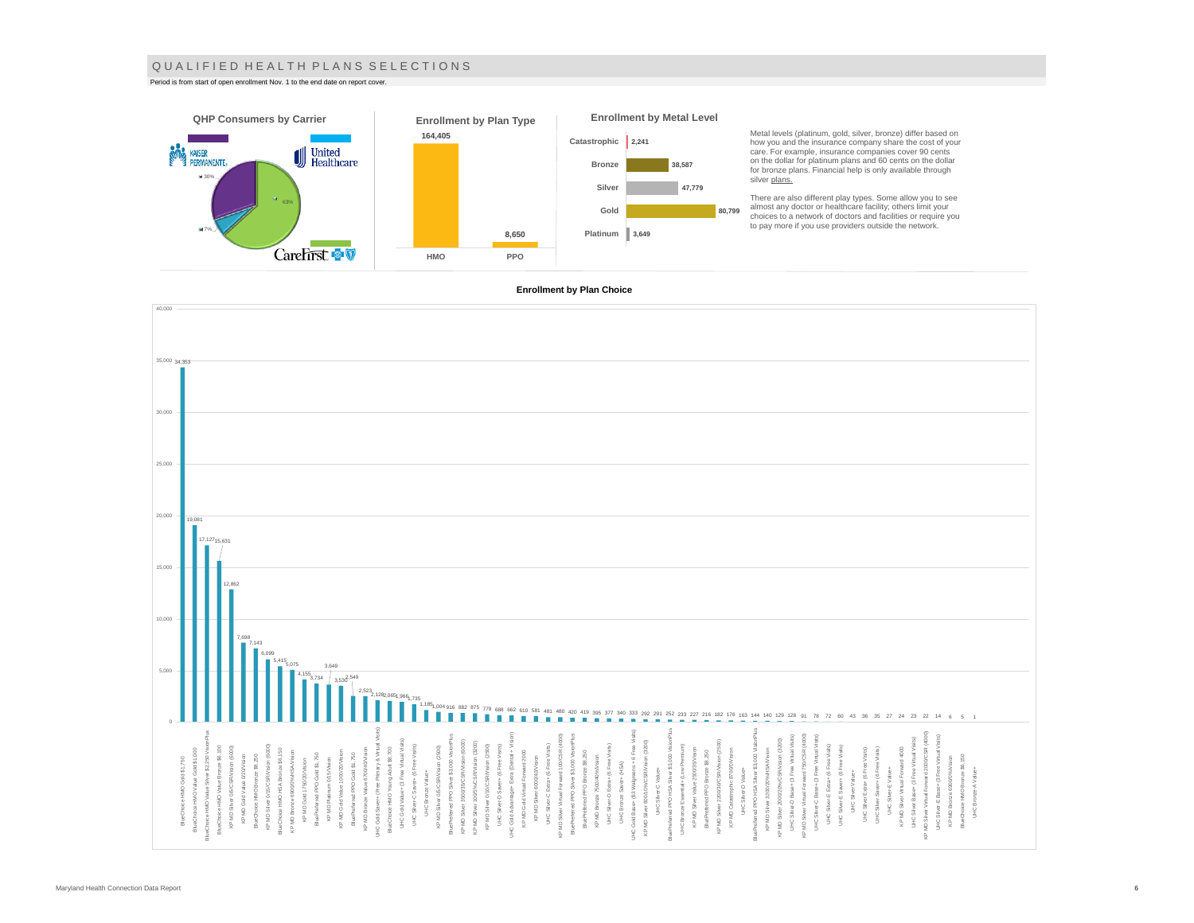# QUALIFIED HEALTH PLANS SELECTIONS

Period is from start of open enrollment Nov. 1 to the end date on report cover.

### QHP Consumers by Carrier

| Carrier | Share |
|---|---|
| Kaiser Permanente | 30% |
| United Healthcare | 7% |
| CareFirst | 63% |

### Enrollment by Plan Type

| Plan Type | Enrollment |
|---|---|
| HMO | 164,405 |
| PPO | 8,650 |

### Enrollment by Metal Level

| Metal Level | Enrollment |
|---|---|
| Catastrophic | 2,241 |
| Bronze | 38,587 |
| Silver | 47,779 |
| Gold | 80,799 |
| Platinum | 3,649 |

Metal levels (platinum, gold, silver, bronze) differ based on how you and the insurance company share the cost of your care. For example, insurance companies cover 90 cents on the dollar for platinum plans and 60 cents on the dollar for bronze plans. Financial help is only available through silver plans.

There are also different play types. Some allow you to see almost any doctor or healthcare facility; others limit your choices to a network of doctors and facilities or require you to pay more if you use providers outside the network.

### Enrollment by Plan Choice

| Plan | Enrollment |
|---|---|
| BlueChoice HMO Gold $1,750 | 34,353 |
| BlueChoice HMO Value Gold $1,000 | 19,081 |
| BlueChoice HMO Value Silver $2,250 VisionPlus | 17,127 |
| BlueChoice HMO Value Bronze $6,300 | 15,631 |
| KP MD Silver 0/0/CSR/Vision (6000) | 12,862 |
| KP MD Gold Value 0/20/Vision | 7,698 |
| BlueChoice HMO Bronze $8,250 | 7,143 |
| KP MD Silver 0/15/CSR/Vision (6000) | 6,099 |
| BlueChoice HMO HSA Bronze $6,150 | 5,415 |
| KP MD Bronze 6900/0%/HSA/Vision | 5,075 |
| KP MD Gold 1750/20/Vision | 4,155 |
| BluePreferred PPO Gold $1,750 | 3,734 |
| KP MD Platinum 0/5/Vision | 3,649 |
| KP MD Gold Value 1000/20/Vision | 3,530 |
| BluePreferred PPO Gold $1,750 | 2,549 |
| KP MD Bronze Value 6700/40/Vision | 2,523 |
| UHC Gold Saver+ (Free Primary & Virtual Visits) | 2,128 |
| BlueChoice HMO Young Adult $8,700 | 2,085 |
| UHC Gold Value+ (3 Free Virtual Visits) | 1,966 |
| UHC Silver-C Saver+ (6 Free Visits) | 1,735 |
| UHC Bronze Value+ | 1,185 |
| KP MD Silver 0/0/CSR/Vision (2300) | 1,004 |
| BluePreferred PPO Silver $3,000 VisionPlus | 916 |
| KP MD Silver 3000/35/CSR/Vision (6000) | 882 |
| KP MD Silver 1600/5%/CSR/Vision (3200) | 875 |
| KP MD Silver 0/10/CSR/Vision (2300) | 779 |
| UHC Silver-D Saver+ (6 Free Visits) | 688 |
| UHC Gold Advantage+ Extra (Dental + Vision) | 662 |
| KP MD Gold Virtual Forward 2000 | 610 |
| KP MD Silver 6000/40/Vision | 581 |
| UHC Silver-C Extra+ (6 Free Visits) | 481 |
| KP MD Silver Virtual Forward 100/CSR (4000) | 480 |
| BluePreferred PPO Silver $3,000 VisionPlus | 420 |
| BluePreferred PPO Bronze $8,250 | 419 |
| KP MD Bronze 7500/40%/Vision | 395 |
| UHC Silver-D Extra+ (6 Free Visits) | 377 |
| UHC Bronze Saver+ (HSA) | 340 |
| UHC Gold Base+ ($3 Walgreens + 6 Free Visits) | 333 |
| KP MD Silver 800/10%/CSR/Vision (3200) | 292 |
| UHC Silver-C Value+ | 291 |
| BluePreferred PPO Silver $3,000 VisionPlus | 252 |
| UHC Bronze Essential+ (Low Premium) | 233 |
| KP MD Silver Value 2800/35/Vision | 227 |
| BluePreferred PPO Bronze $8,250 | 216 |
| KP MD Silver 2300/20/CSR/Vision (2500) | 182 |
| KP MD Catastrophic 8700/0/Vision | 176 |
| UHC Silver-D Value+ | 163 |
| BluePreferred PPO HSA Silver $3,000 VisionPlus | 144 |
| KP MD Silver 3200/20%/HSA/Vision | 140 |
| KP MD Silver 2000/20%/CSR/Vision (3300) | 129 |
| UHC Silver-D Base+ (3 Free Virtual Visits) | 128 |
| KP MD Silver Virtual Forward 750/CSR (4000) | 91 |
| UHC Silver-C Base+ (3 Free Virtual Visits) | 78 |
| UHC Silver-E Extra+ (6 Free Visits) | 72 |
| UHC Silver-E Saver+ (6 Free Visits) | 60 |
| UHC Silver Value+ | 43 |
| UHC Silver Extra+ (6 Free Visits) | 36 |
| UHC Silver Saver+ (6 Free Visits) | 35 |
| UHC Silver-E Value+ | 27 |
| KP MD Silver Virtual Forward 4000 | 24 |
| UHC Silver Base+ (3 Free Virtual Visits) | 23 |
| KP MD Silver Virtual Forward 2000/CSR (4000) | 22 |
| UHC Silver E Base+ (3 Free Virtual Visits) | 14 |
| KP MD Bronze 6900/0%/Vision | 6 |
| BlueChoice HMO Bronze $6,150 | 5 |
| UHC Bronze-A Value+ | 1 |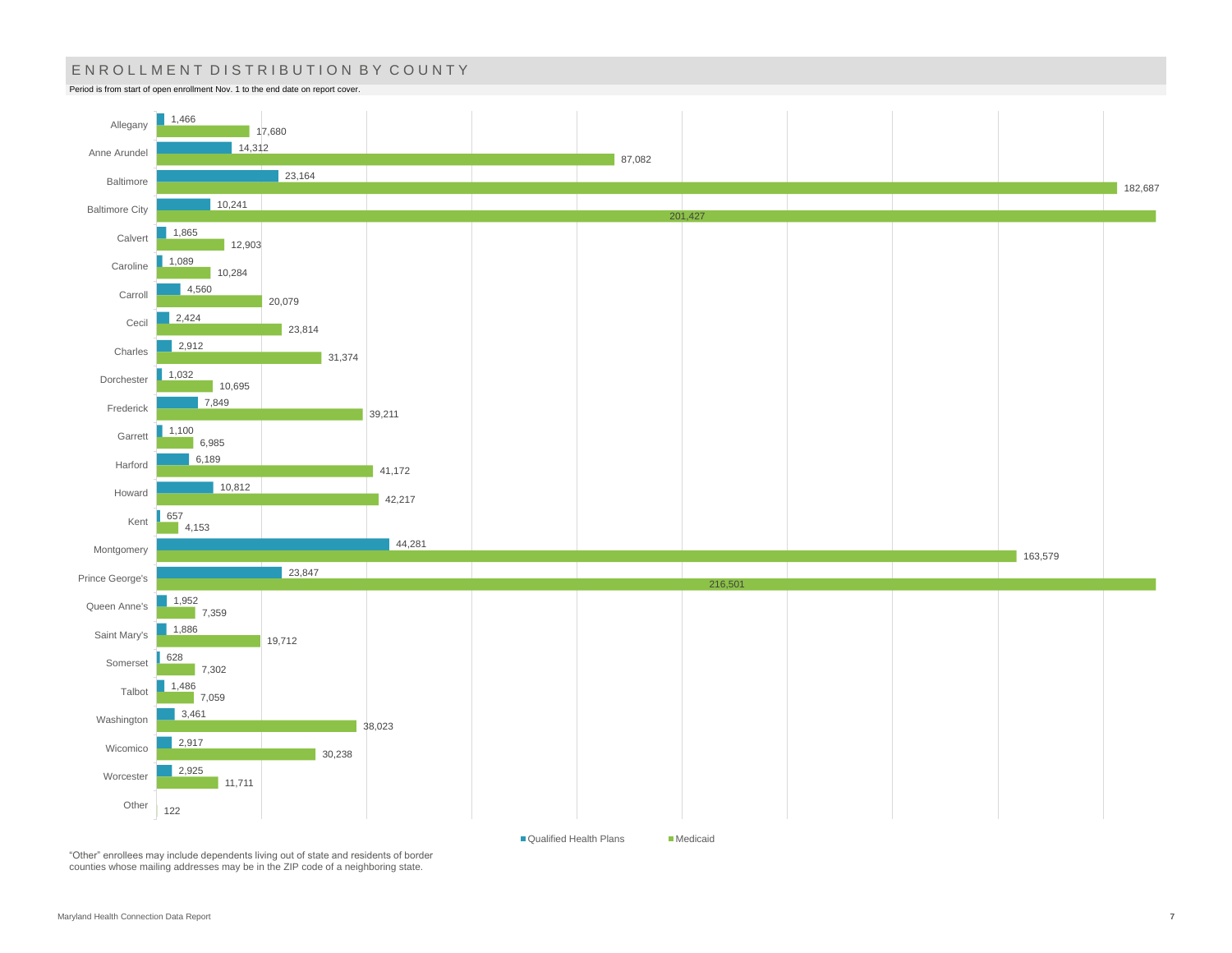## ENROLLMENT DISTRIBUTION BY COUNTY

Period is from start of open enrollment Nov. 1 to the end date on report cover.

| County | Qualified Health Plans | Medicaid |
|---|---|---|
| Allegany | 1,466 | 17,680 |
| Anne Arundel | 14,312 | 87,082 |
| Baltimore | 23,164 | 182,687 |
| Baltimore City | 10,241 | 201,427 |
| Calvert | 1,865 | 12,903 |
| Caroline | 1,089 | 10,284 |
| Carroll | 4,560 | 20,079 |
| Cecil | 2,424 | 23,814 |
| Charles | 2,912 | 31,374 |
| Dorchester | 1,032 | 10,695 |
| Frederick | 7,849 | 39,211 |
| Garrett | 1,100 | 6,985 |
| Harford | 6,189 | 41,172 |
| Howard | 10,812 | 42,217 |
| Kent | 657 | 4,153 |
| Montgomery | 44,281 | 163,579 |
| Prince George's | 23,847 | 216,501 |
| Queen Anne's | 1,952 | 7,359 |
| Saint Mary's | 1,886 | 19,712 |
| Somerset | 628 | 7,302 |
| Talbot | 1,486 | 7,059 |
| Washington | 3,461 | 38,023 |
| Wicomico | 2,917 | 30,238 |
| Worcester | 2,925 | 11,711 |
| Other | 122 | |

"Other" enrollees may include dependents living out of state and residents of border counties whose mailing addresses may be in the ZIP code of a neighboring state.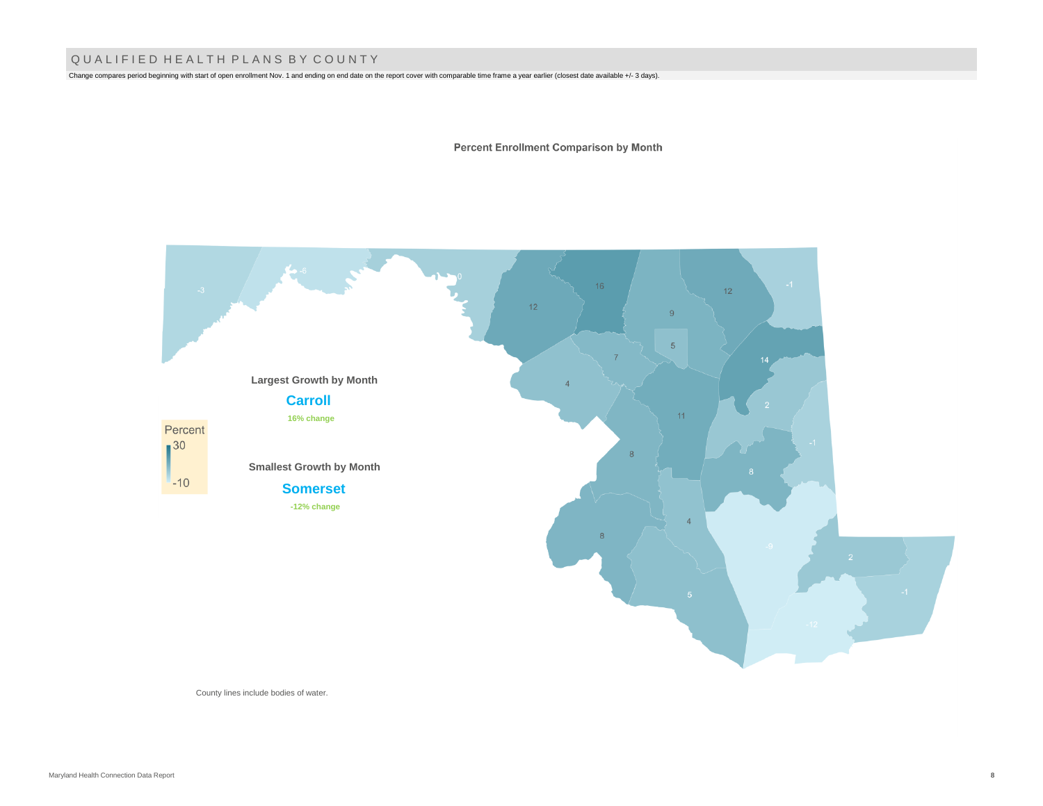## QUALIFIED HEALTH PLANS BY COUNTY

Change compares period beginning with start of open enrollment Nov. 1 and ending on end date on the report cover with comparable time frame a year earlier (closest date available +/- 3 days).

**Percent Enrollment Comparison by Month**

**Largest Growth by Month**

**Carroll**

**16% change**

**Smallest Growth by Month**

**Somerset**

**-12% change**

Percent
30
-10

-3 -6 0 12 16 9 12 -1 5 7 14 4 2 11 -1 8 8 4 -9 8 2 -1 5 -12

County lines include bodies of water.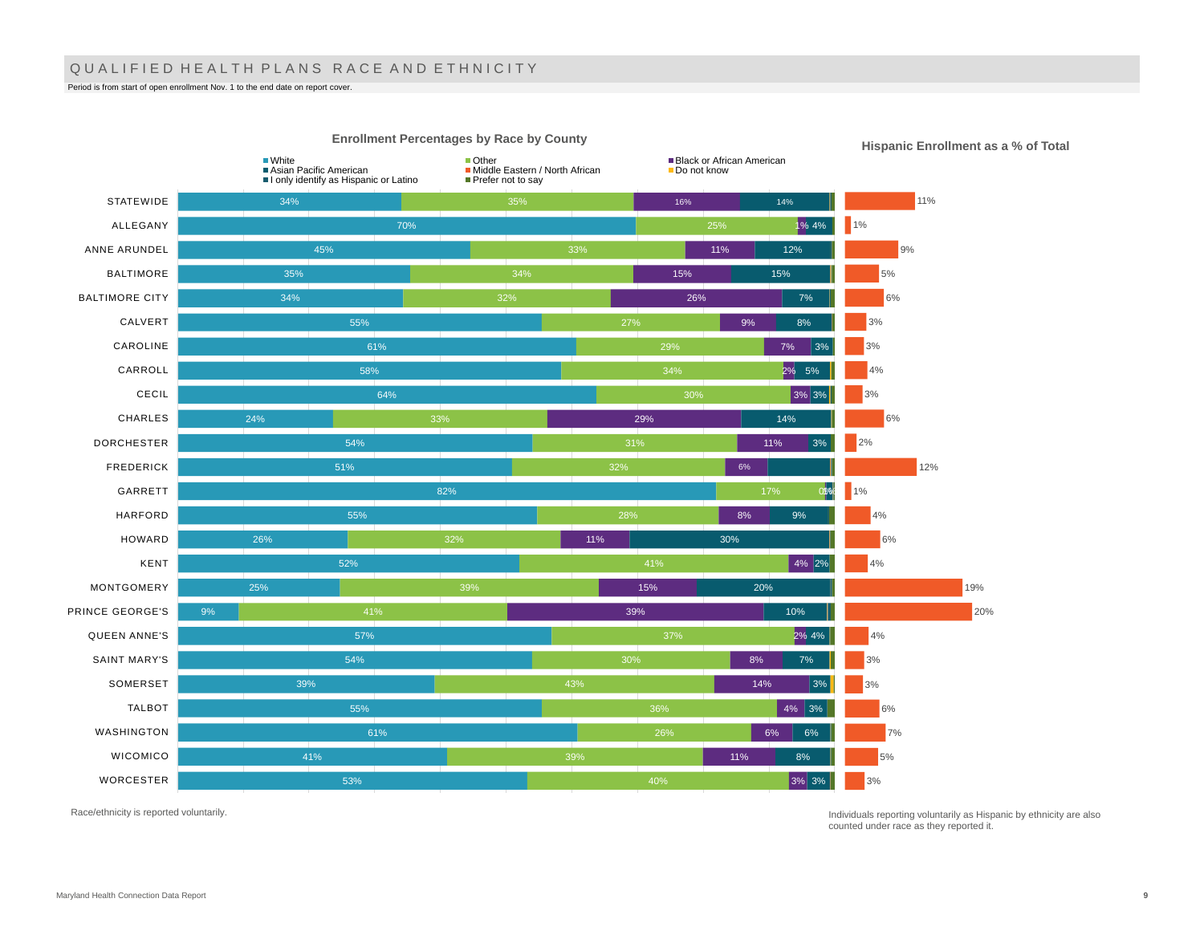# QUALIFIED HEALTH PLANS RACE AND ETHNICITY

Period is from start of open enrollment Nov. 1 to the end date on report cover.

## Enrollment Percentages by Race by County

Legend: White; Asian Pacific American; I only identify as Hispanic or Latino; Other; Middle Eastern / North African; Prefer not to say; Black or African American; Do not know

| County | White | Other | Black or African American | Asian Pacific American | Hispanic Enrollment as a % of Total |
|---|---|---|---|---|---|
| STATEWIDE | 34% | 35% | 16% | 14% | 11% |
| ALLEGANY | 70% | 25% | 1% | 4% | 1% |
| ANNE ARUNDEL | 45% | 33% | 11% | 12% | 9% |
| BALTIMORE | 35% | 34% | 15% | 15% | 5% |
| BALTIMORE CITY | 34% | 32% | 26% | 7% | 6% |
| CALVERT | 55% | 27% | 9% | 8% | 3% |
| CAROLINE | 61% | 29% | 7% | 3% | 3% |
| CARROLL | 58% | 34% | 2% | 5% | 4% |
| CECIL | 64% | 30% | 3% | 3% | 3% |
| CHARLES | 24% | 33% | 29% | 14% | 6% |
| DORCHESTER | 54% | 31% | 11% | 3% | 2% |
| FREDERICK | 51% | 32% | 6% | | 12% |
| GARRETT | 82% | 17% | 0% | 1% | 1% |
| HARFORD | 55% | 28% | 8% | 9% | 4% |
| HOWARD | 26% | 32% | 11% | 30% | 6% |
| KENT | 52% | 41% | 4% | 2% | 4% |
| MONTGOMERY | 25% | 39% | 15% | 20% | 19% |
| PRINCE GEORGE'S | 9% | 41% | 39% | 10% | 20% |
| QUEEN ANNE'S | 57% | 37% | 2% | 4% | 4% |
| SAINT MARY'S | 54% | 30% | 8% | 7% | 3% |
| SOMERSET | 39% | 43% | 14% | 3% | 3% |
| TALBOT | 55% | 36% | 4% | 3% | 6% |
| WASHINGTON | 61% | 26% | 6% | 6% | 7% |
| WICOMICO | 41% | 39% | 11% | 8% | 5% |
| WORCESTER | 53% | 40% | 3% | 3% | 3% |

Race/ethnicity is reported voluntarily.

Individuals reporting voluntarily as Hispanic by ethnicity are also counted under race as they reported it.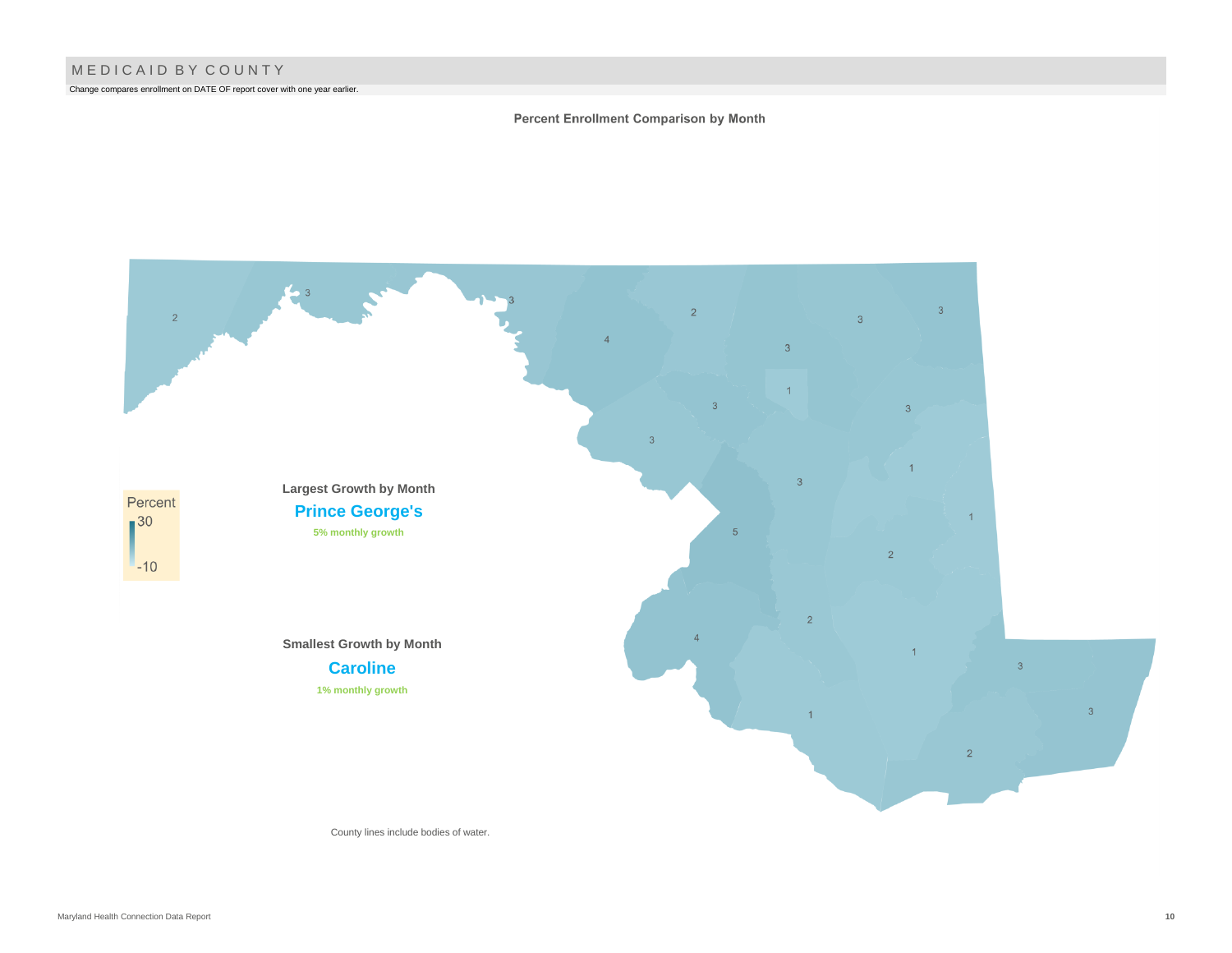# MEDICAID BY COUNTY

Change compares enrollment on DATE OF report cover with one year earlier.

**Percent Enrollment Comparison by Month**

Percent
30
-10

**Largest Growth by Month**

**Prince George's**

**5% monthly growth**

**Smallest Growth by Month**

**Caroline**

**1% monthly growth**

County lines include bodies of water.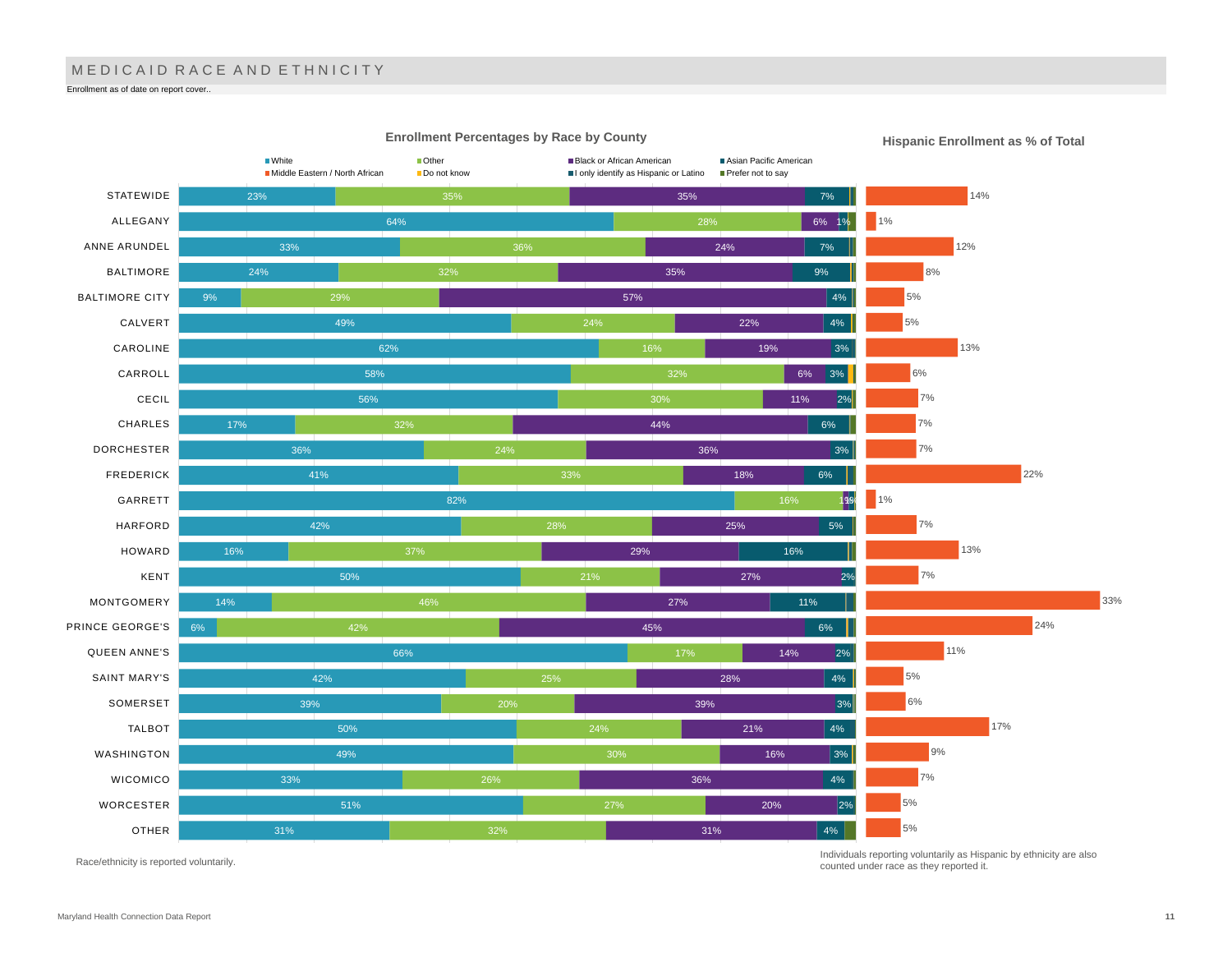# MEDICAID RACE AND ETHNICITY

Enrollment as of date on report cover..

## Enrollment Percentages by Race by County

Legend: White; Other; Black or African American; Asian Pacific American; Middle Eastern / North African; Do not know; I only identify as Hispanic or Latino; Prefer not to say

| County | White | Other | Black or African American | Asian Pacific American |
|---|---|---|---|---|
| STATEWIDE | 23% | 35% | 35% | 7% |
| ALLEGANY | 64% | 28% | 6% | 1% |
| ANNE ARUNDEL | 33% | 36% | 24% | 7% |
| BALTIMORE | 24% | 32% | 35% | 9% |
| BALTIMORE CITY | 9% | 29% | 57% | 4% |
| CALVERT | 49% | 24% | 22% | 4% |
| CAROLINE | 62% | 16% | 19% | 3% |
| CARROLL | 58% | 32% | 6% | 3% |
| CECIL | 56% | 30% | 11% | 2% |
| CHARLES | 17% | 32% | 44% | 6% |
| DORCHESTER | 36% | 24% | 36% | 3% |
| FREDERICK | 41% | 33% | 18% | 6% |
| GARRETT | 82% | 16% | 1% | 1% |
| HARFORD | 42% | 28% | 25% | 5% |
| HOWARD | 16% | 37% | 29% | 16% |
| KENT | 50% | 21% | 27% | 2% |
| MONTGOMERY | 14% | 46% | 27% | 11% |
| PRINCE GEORGE'S | 6% | 42% | 45% | 6% |
| QUEEN ANNE'S | 66% | 17% | 14% | 2% |
| SAINT MARY'S | 42% | 25% | 28% | 4% |
| SOMERSET | 39% | 20% | 39% | 3% |
| TALBOT | 50% | 24% | 21% | 4% |
| WASHINGTON | 49% | 30% | 16% | 3% |
| WICOMICO | 33% | 26% | 36% | 4% |
| WORCESTER | 51% | 27% | 20% | 2% |
| OTHER | 31% | 32% | 31% | 4% |

## Hispanic Enrollment as % of Total

| County | Hispanic Enrollment as % of Total |
|---|---|
| STATEWIDE | 14% |
| ALLEGANY | 1% |
| ANNE ARUNDEL | 12% |
| BALTIMORE | 8% |
| BALTIMORE CITY | 5% |
| CALVERT | 5% |
| CAROLINE | 13% |
| CARROLL | 6% |
| CECIL | 7% |
| CHARLES | 7% |
| DORCHESTER | 7% |
| FREDERICK | 22% |
| GARRETT | 1% |
| HARFORD | 7% |
| HOWARD | 13% |
| KENT | 7% |
| MONTGOMERY | 33% |
| PRINCE GEORGE'S | 24% |
| QUEEN ANNE'S | 11% |
| SAINT MARY'S | 5% |
| SOMERSET | 6% |
| TALBOT | 17% |
| WASHINGTON | 9% |
| WICOMICO | 7% |
| WORCESTER | 5% |
| OTHER | 5% |

Race/ethnicity is reported voluntarily.

Individuals reporting voluntarily as Hispanic by ethnicity are also counted under race as they reported it.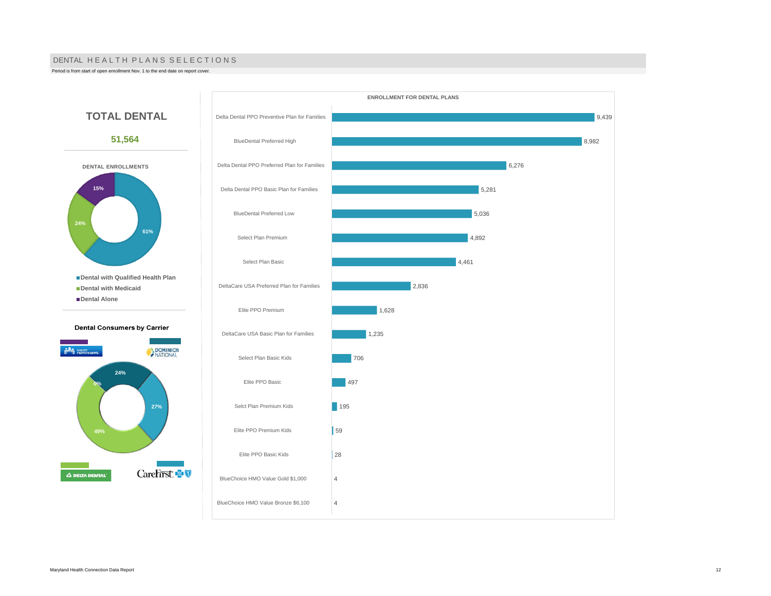# DENTAL HEALTH PLANS SELECTIONS

Period is from start of open enrollment Nov. 1 to the end date on report cover.

## TOTAL DENTAL

**51,564**

### DENTAL ENROLLMENTS

| Category | Share |
| --- | --- |
| Dental with Qualified Health Plan | 61% |
| Dental with Medicaid | 24% |
| Dental Alone | 15% |

### Dental Consumers by Carrier

| Carrier | Share |
| --- | --- |
| Kaiser Permanente | 0% |
| Dominion National | 24% |
| CareFirst | 27% |
| Delta Dental | 49% |

### ENROLLMENT FOR DENTAL PLANS

| Plan | Enrollment |
| --- | --- |
| Delta Dental PPO Preventive Plan for Families | 9,439 |
| BlueDental Preferred High | 8,982 |
| Delta Dental PPO Preferred Plan for Families | 6,276 |
| Delta Dental PPO Basic Plan for Families | 5,281 |
| BlueDental Preferred Low | 5,036 |
| Select Plan Premium | 4,892 |
| Select Plan Basic | 4,461 |
| DeltaCare USA Preferred Plan for Families | 2,836 |
| Elite PPO Premium | 1,628 |
| DeltaCare USA Basic Plan for Families | 1,235 |
| Select Plan Basic Kids | 706 |
| Elite PPO Basic | 497 |
| Selct Plan Premium Kids | 195 |
| Elite PPO Premium Kids | 59 |
| Elite PPO Basic Kids | 28 |
| BlueChoice HMO Value Gold $1,000 | 4 |
| BlueChoice HMO Value Bronze $6,100 | 4 |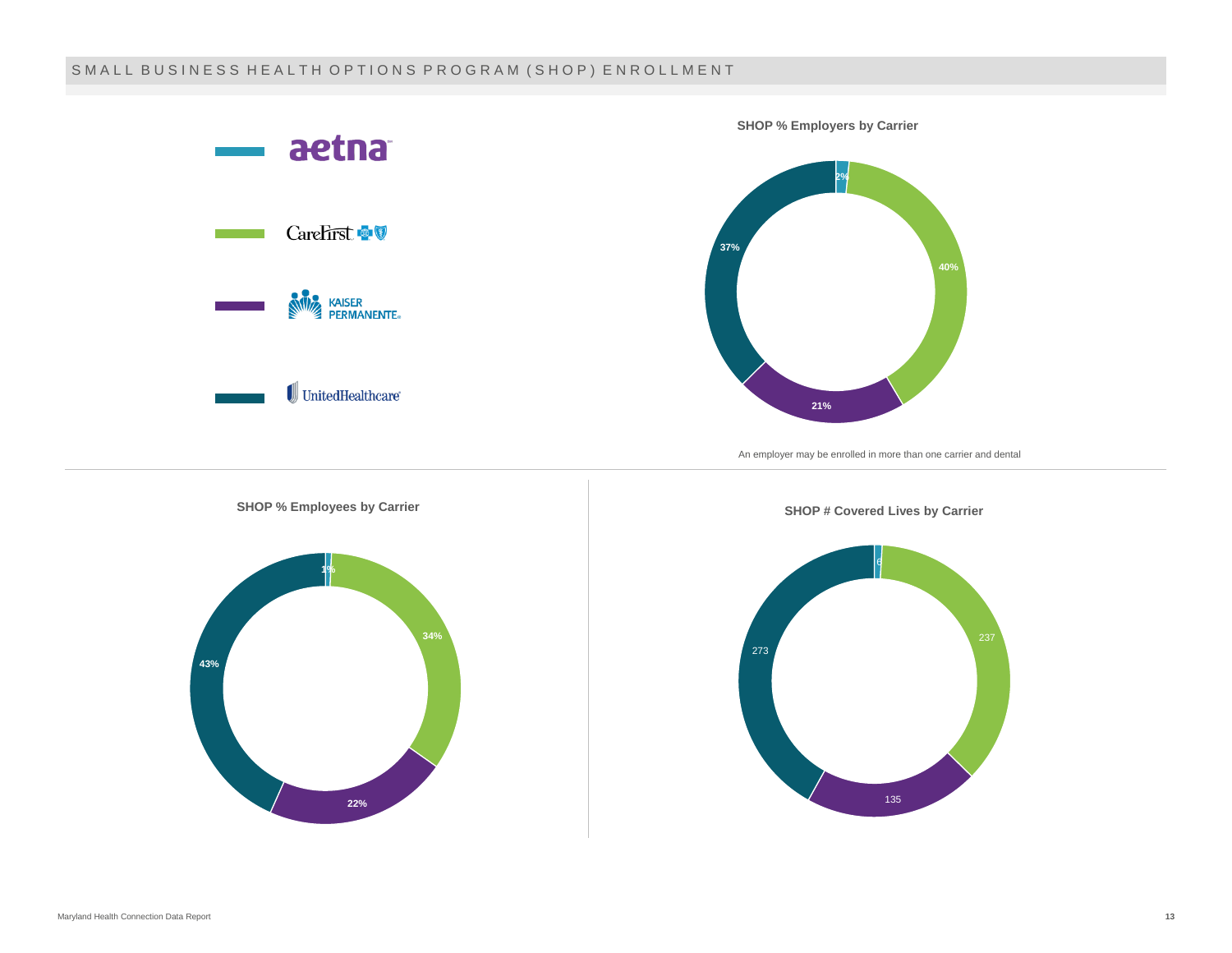# SMALL BUSINESS HEALTH OPTIONS PROGRAM (SHOP) ENROLLMENT

Legend: aetna, CareFirst, Kaiser Permanente, UnitedHealthcare

**SHOP % Employers by Carrier**

| Carrier | % Employers |
|---|---|
| aetna | 2% |
| CareFirst | 40% |
| Kaiser Permanente | 21% |
| UnitedHealthcare | 37% |

An employer may be enrolled in more than one carrier and dental

**SHOP % Employees by Carrier**

| Carrier | % Employees |
|---|---|
| aetna | 1% |
| CareFirst | 34% |
| Kaiser Permanente | 22% |
| UnitedHealthcare | 43% |

**SHOP # Covered Lives by Carrier**

| Carrier | # Covered Lives |
|---|---|
| aetna | 6 |
| CareFirst | 237 |
| Kaiser Permanente | 135 |
| UnitedHealthcare | 273 |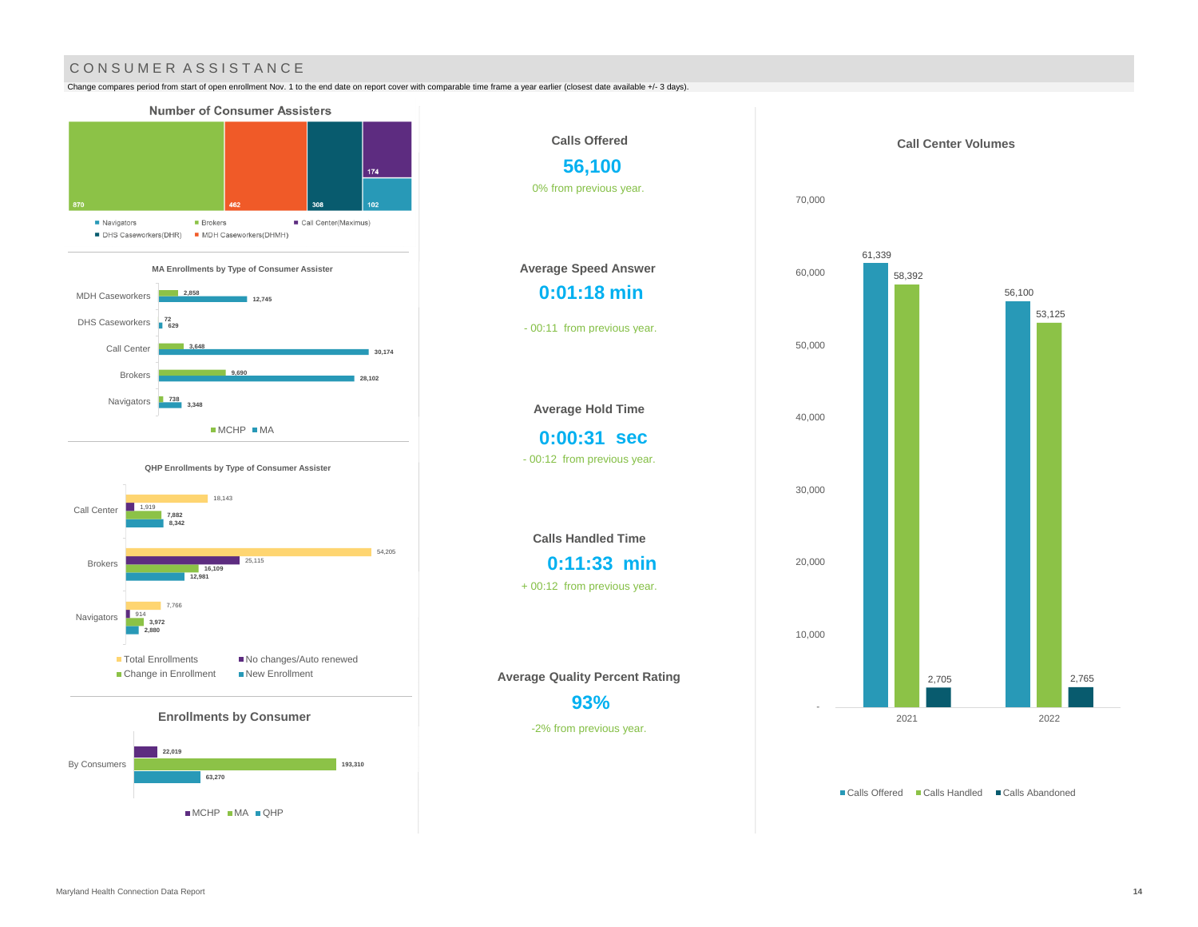# CONSUMER ASSISTANCE

Change compares period from start of open enrollment Nov. 1 to the end date on report cover with comparable time frame a year earlier (closest date available +/- 3 days).

## Number of Consumer Assisters

| Type | Number |
|---|---|
| Brokers | 870 |
| MDH Caseworkers(DHMH) | 462 |
| DHS Caseworkers(DHR) | 308 |
| Call Center(Maximus) | 174 |
| Navigators | 102 |

### MA Enrollments by Type of Consumer Assister

| Type | MCHP | MA |
|---|---|---|
| MDH Caseworkers | 2,858 | 12,745 |
| DHS Caseworkers | 72 | 629 |
| Call Center | 3,648 | 30,174 |
| Brokers | 9,690 | 28,102 |
| Navigators | 738 | 3,348 |

### QHP Enrollments by Type of Consumer Assister

| Type | Total Enrollments | No changes/Auto renewed | Change in Enrollment | New Enrollment |
|---|---|---|---|---|
| Call Center | 18,143 | 1,919 | 7,882 | 8,342 |
| Brokers | 54,205 | 25,115 | 16,109 | 12,981 |
| Navigators | 7,766 | 914 | 3,972 | 2,880 |

## Enrollments by Consumer

| | MCHP | MA | QHP |
|---|---|---|---|
| By Consumers | 22,019 | 193,310 | 63,270 |

**Calls Offered**

**56,100**

0% from previous year.

**Average Speed Answer**

**0:01:18 min**

- 00:11 from previous year.

**Average Hold Time**

**0:00:31 sec**

- 00:12 from previous year.

**Calls Handled Time**

**0:11:33 min**

+ 00:12 from previous year.

**Average Quality Percent Rating**

**93%**

-2% from previous year.

## Call Center Volumes

| Year | Calls Offered | Calls Handled | Calls Abandoned |
|---|---|---|---|
| 2021 | 61,339 | 58,392 | 2,705 |
| 2022 | 56,100 | 53,125 | 2,765 |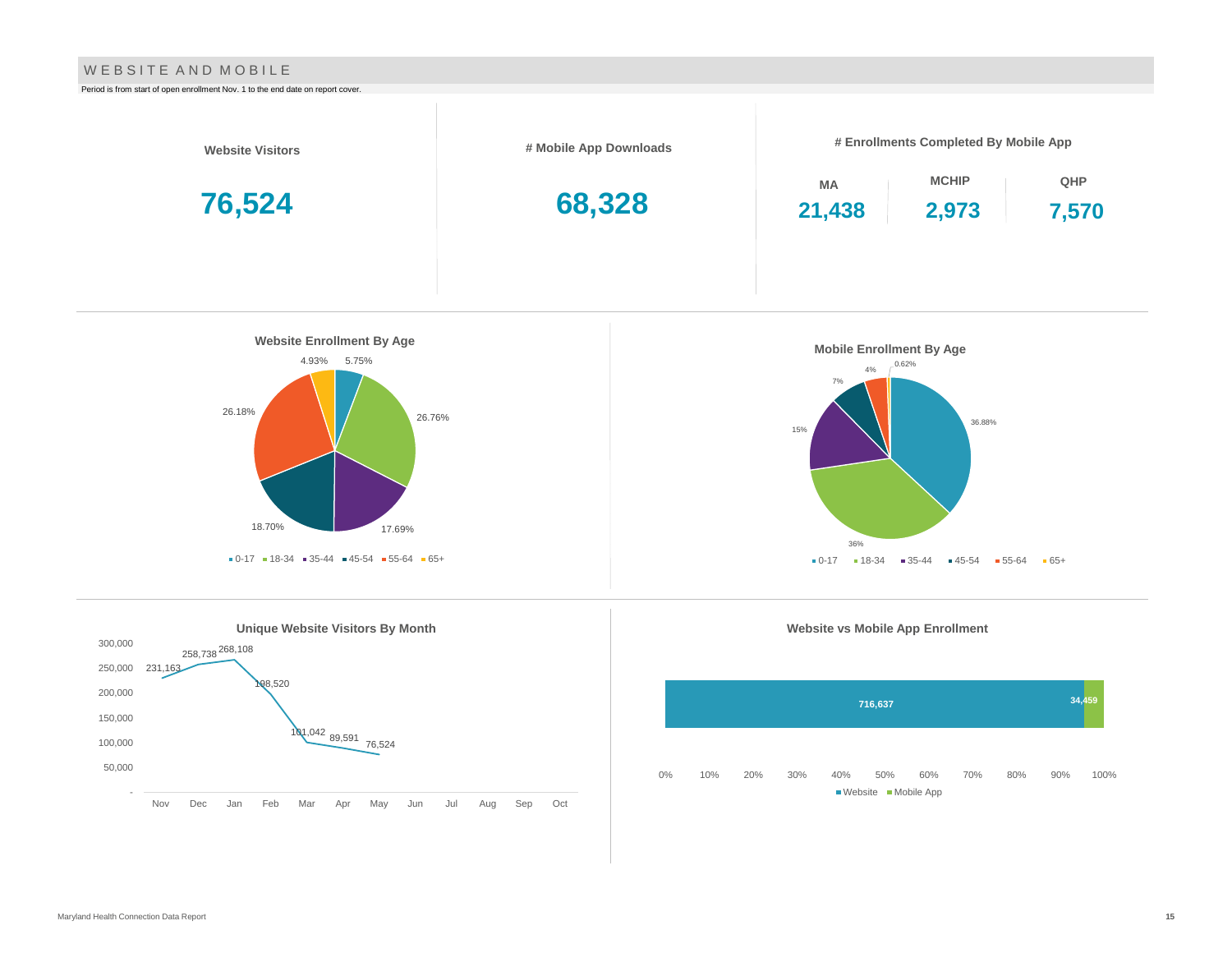## WEBSITE AND MOBILE

Period is from start of open enrollment Nov. 1 to the end date on report cover.

**Website Visitors**

**76,524**

**# Mobile App Downloads**

**68,328**

**# Enrollments Completed By Mobile App**

| MA | MCHIP | QHP |
| --- | --- | --- |
| 21,438 | 2,973 | 7,570 |

**Website Enrollment By Age**

4.93%
5.75%
26.76%
17.69%
18.70%
26.18%

0-17 18-34 35-44 45-54 55-64 65+

**Mobile Enrollment By Age**

0.62%
4%
7%
15%
36.88%
36%

0-17 18-34 35-44 45-54 55-64 65+

**Unique Website Visitors By Month**

300,000
250,000
200,000
150,000
100,000
50,000
-

231,163
258,738
268,108
198,520
101,042
89,591
76,524

Nov Dec Jan Feb Mar Apr May Jun Jul Aug Sep Oct

**Website vs Mobile App Enrollment**

716,637
34,459

0% 10% 20% 30% 40% 50% 60% 70% 80% 90% 100%

Website Mobile App